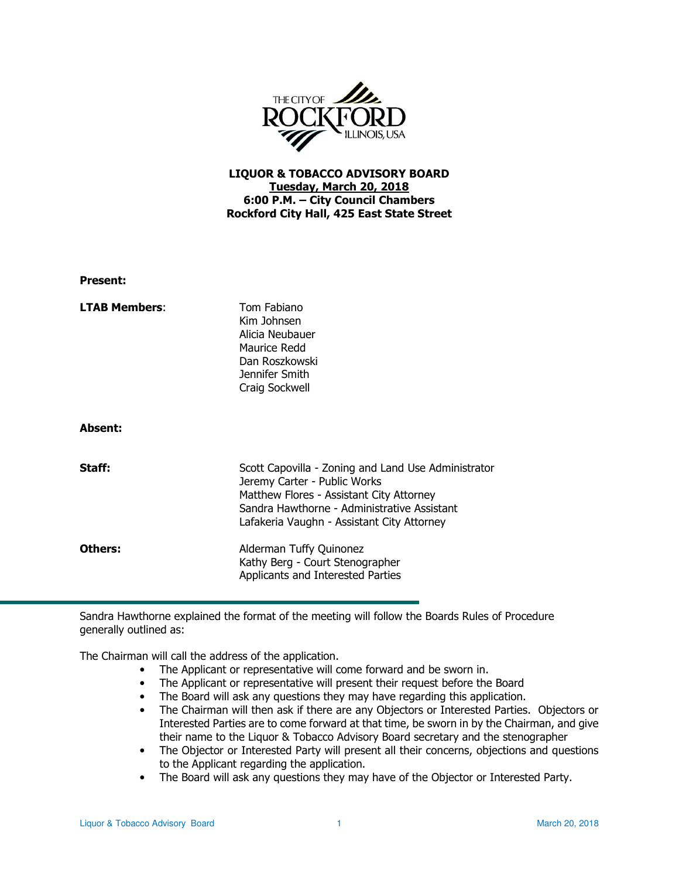THE CITY OF ROCKFORD ILLINOIS, USA

**LIQUOR & TOBACCO ADVISORY BOARD**
**Tuesday, March 20, 2018**
**6:00 P.M. – City Council Chambers**
**Rockford City Hall, 425 East State Street**

**Present:**

| | |
|---|---|
| **LTAB Members**: | Tom Fabiano<br>Kim Johnsen<br>Alicia Neubauer<br>Maurice Redd<br>Dan Roszkowski<br>Jennifer Smith<br>Craig Sockwell |
| **Absent:** | |
| **Staff:** | Scott Capovilla - Zoning and Land Use Administrator<br>Jeremy Carter - Public Works<br>Matthew Flores - Assistant City Attorney<br>Sandra Hawthorne - Administrative Assistant<br>Lafakeria Vaughn - Assistant City Attorney |
| **Others:** | Alderman Tuffy Quinonez<br>Kathy Berg - Court Stenographer<br>Applicants and Interested Parties |

Sandra Hawthorne explained the format of the meeting will follow the Boards Rules of Procedure generally outlined as:

The Chairman will call the address of the application.

- The Applicant or representative will come forward and be sworn in.
- The Applicant or representative will present their request before the Board
- The Board will ask any questions they may have regarding this application.
- The Chairman will then ask if there are any Objectors or Interested Parties. Objectors or Interested Parties are to come forward at that time, be sworn in by the Chairman, and give their name to the Liquor & Tobacco Advisory Board secretary and the stenographer
- The Objector or Interested Party will present all their concerns, objections and questions to the Applicant regarding the application.
- The Board will ask any questions they may have of the Objector or Interested Party.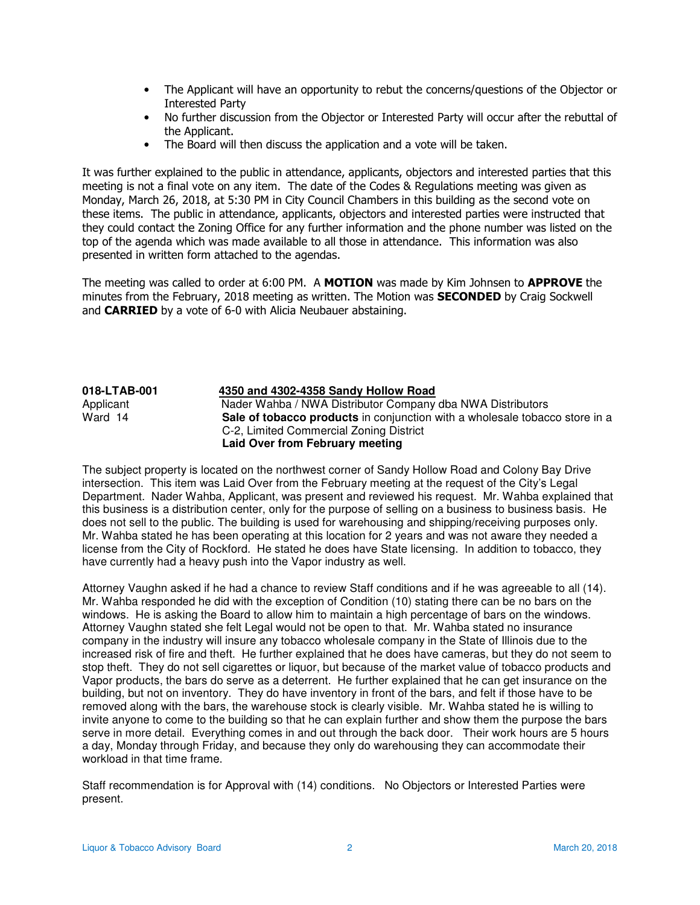- The Applicant will have an opportunity to rebut the concerns/questions of the Objector or Interested Party
- No further discussion from the Objector or Interested Party will occur after the rebuttal of the Applicant.
- The Board will then discuss the application and a vote will be taken.

It was further explained to the public in attendance, applicants, objectors and interested parties that this meeting is not a final vote on any item. The date of the Codes & Regulations meeting was given as Monday, March 26, 2018, at 5:30 PM in City Council Chambers in this building as the second vote on these items. The public in attendance, applicants, objectors and interested parties were instructed that they could contact the Zoning Office for any further information and the phone number was listed on the top of the agenda which was made available to all those in attendance. This information was also presented in written form attached to the agendas.

The meeting was called to order at 6:00 PM. A **MOTION** was made by Kim Johnsen to **APPROVE** the minutes from the February, 2018 meeting as written. The Motion was **SECONDED** by Craig Sockwell and **CARRIED** by a vote of 6-0 with Alicia Neubauer abstaining.

**018-LTAB-001** — **4350 and 4302-4358 Sandy Hollow Road**
Applicant — Nader Wahba / NWA Distributor Company dba NWA Distributors
Ward 14 — **Sale of tobacco products** in conjunction with a wholesale tobacco store in a C-2, Limited Commercial Zoning District
**Laid Over from February meeting**

The subject property is located on the northwest corner of Sandy Hollow Road and Colony Bay Drive intersection. This item was Laid Over from the February meeting at the request of the City's Legal Department. Nader Wahba, Applicant, was present and reviewed his request. Mr. Wahba explained that this business is a distribution center, only for the purpose of selling on a business to business basis. He does not sell to the public. The building is used for warehousing and shipping/receiving purposes only. Mr. Wahba stated he has been operating at this location for 2 years and was not aware they needed a license from the City of Rockford. He stated he does have State licensing. In addition to tobacco, they have currently had a heavy push into the Vapor industry as well.

Attorney Vaughn asked if he had a chance to review Staff conditions and if he was agreeable to all (14). Mr. Wahba responded he did with the exception of Condition (10) stating there can be no bars on the windows. He is asking the Board to allow him to maintain a high percentage of bars on the windows. Attorney Vaughn stated she felt Legal would not be open to that. Mr. Wahba stated no insurance company in the industry will insure any tobacco wholesale company in the State of Illinois due to the increased risk of fire and theft. He further explained that he does have cameras, but they do not seem to stop theft. They do not sell cigarettes or liquor, but because of the market value of tobacco products and Vapor products, the bars do serve as a deterrent. He further explained that he can get insurance on the building, but not on inventory. They do have inventory in front of the bars, and felt if those have to be removed along with the bars, the warehouse stock is clearly visible. Mr. Wahba stated he is willing to invite anyone to come to the building so that he can explain further and show them the purpose the bars serve in more detail. Everything comes in and out through the back door. Their work hours are 5 hours a day, Monday through Friday, and because they only do warehousing they can accommodate their workload in that time frame.

Staff recommendation is for Approval with (14) conditions. No Objectors or Interested Parties were present.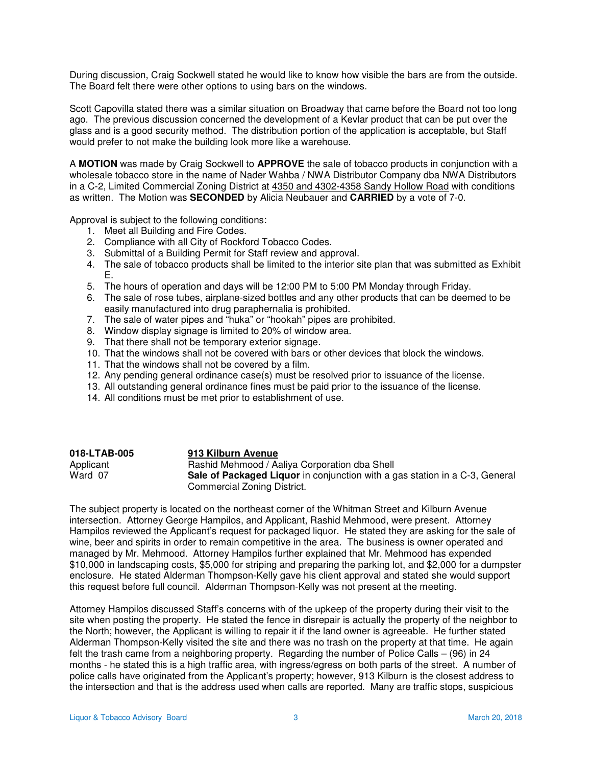During discussion, Craig Sockwell stated he would like to know how visible the bars are from the outside. The Board felt there were other options to using bars on the windows.

Scott Capovilla stated there was a similar situation on Broadway that came before the Board not too long ago. The previous discussion concerned the development of a Kevlar product that can be put over the glass and is a good security method. The distribution portion of the application is acceptable, but Staff would prefer to not make the building look more like a warehouse.

A **MOTION** was made by Craig Sockwell to **APPROVE** the sale of tobacco products in conjunction with a wholesale tobacco store in the name of Nader Wahba / NWA Distributor Company dba NWA Distributors in a C-2, Limited Commercial Zoning District at 4350 and 4302-4358 Sandy Hollow Road with conditions as written. The Motion was **SECONDED** by Alicia Neubauer and **CARRIED** by a vote of 7-0.

Approval is subject to the following conditions:

1. Meet all Building and Fire Codes.
2. Compliance with all City of Rockford Tobacco Codes.
3. Submittal of a Building Permit for Staff review and approval.
4. The sale of tobacco products shall be limited to the interior site plan that was submitted as Exhibit E.
5. The hours of operation and days will be 12:00 PM to 5:00 PM Monday through Friday.
6. The sale of rose tubes, airplane-sized bottles and any other products that can be deemed to be easily manufactured into drug paraphernalia is prohibited.
7. The sale of water pipes and "huka" or "hookah" pipes are prohibited.
8. Window display signage is limited to 20% of window area.
9. That there shall not be temporary exterior signage.
10. That the windows shall not be covered with bars or other devices that block the windows.
11. That the windows shall not be covered by a film.
12. Any pending general ordinance case(s) must be resolved prior to issuance of the license.
13. All outstanding general ordinance fines must be paid prior to the issuance of the license.
14. All conditions must be met prior to establishment of use.

| **018-LTAB-005** | **913 Kilburn Avenue** |
|---|---|
| Applicant | Rashid Mehmood / Aaliya Corporation dba Shell |
| Ward 07 | **Sale of Packaged Liquor** in conjunction with a gas station in a C-3, General Commercial Zoning District. |

The subject property is located on the northeast corner of the Whitman Street and Kilburn Avenue intersection. Attorney George Hampilos, and Applicant, Rashid Mehmood, were present. Attorney Hampilos reviewed the Applicant's request for packaged liquor. He stated they are asking for the sale of wine, beer and spirits in order to remain competitive in the area. The business is owner operated and managed by Mr. Mehmood. Attorney Hampilos further explained that Mr. Mehmood has expended $10,000 in landscaping costs, $5,000 for striping and preparing the parking lot, and $2,000 for a dumpster enclosure. He stated Alderman Thompson-Kelly gave his client approval and stated she would support this request before full council. Alderman Thompson-Kelly was not present at the meeting.

Attorney Hampilos discussed Staff's concerns with of the upkeep of the property during their visit to the site when posting the property. He stated the fence in disrepair is actually the property of the neighbor to the North; however, the Applicant is willing to repair it if the land owner is agreeable. He further stated Alderman Thompson-Kelly visited the site and there was no trash on the property at that time. He again felt the trash came from a neighboring property. Regarding the number of Police Calls – (96) in 24 months - he stated this is a high traffic area, with ingress/egress on both parts of the street. A number of police calls have originated from the Applicant's property; however, 913 Kilburn is the closest address to the intersection and that is the address used when calls are reported. Many are traffic stops, suspicious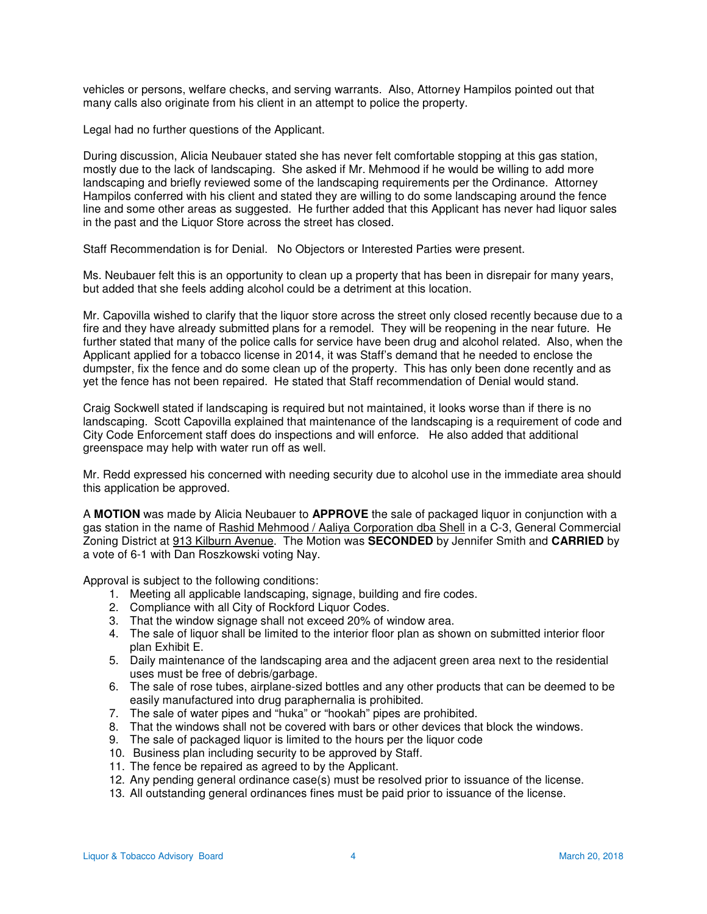vehicles or persons, welfare checks, and serving warrants. Also, Attorney Hampilos pointed out that many calls also originate from his client in an attempt to police the property.

Legal had no further questions of the Applicant.

During discussion, Alicia Neubauer stated she has never felt comfortable stopping at this gas station, mostly due to the lack of landscaping. She asked if Mr. Mehmood if he would be willing to add more landscaping and briefly reviewed some of the landscaping requirements per the Ordinance. Attorney Hampilos conferred with his client and stated they are willing to do some landscaping around the fence line and some other areas as suggested. He further added that this Applicant has never had liquor sales in the past and the Liquor Store across the street has closed.

Staff Recommendation is for Denial. No Objectors or Interested Parties were present.

Ms. Neubauer felt this is an opportunity to clean up a property that has been in disrepair for many years, but added that she feels adding alcohol could be a detriment at this location.

Mr. Capovilla wished to clarify that the liquor store across the street only closed recently because due to a fire and they have already submitted plans for a remodel. They will be reopening in the near future. He further stated that many of the police calls for service have been drug and alcohol related. Also, when the Applicant applied for a tobacco license in 2014, it was Staff's demand that he needed to enclose the dumpster, fix the fence and do some clean up of the property. This has only been done recently and as yet the fence has not been repaired. He stated that Staff recommendation of Denial would stand.

Craig Sockwell stated if landscaping is required but not maintained, it looks worse than if there is no landscaping. Scott Capovilla explained that maintenance of the landscaping is a requirement of code and City Code Enforcement staff does do inspections and will enforce. He also added that additional greenspace may help with water run off as well.

Mr. Redd expressed his concerned with needing security due to alcohol use in the immediate area should this application be approved.

A **MOTION** was made by Alicia Neubauer to **APPROVE** the sale of packaged liquor in conjunction with a gas station in the name of Rashid Mehmood / Aaliya Corporation dba Shell in a C-3, General Commercial Zoning District at 913 Kilburn Avenue. The Motion was **SECONDED** by Jennifer Smith and **CARRIED** by a vote of 6-1 with Dan Roszkowski voting Nay.

Approval is subject to the following conditions:

1. Meeting all applicable landscaping, signage, building and fire codes.
2. Compliance with all City of Rockford Liquor Codes.
3. That the window signage shall not exceed 20% of window area.
4. The sale of liquor shall be limited to the interior floor plan as shown on submitted interior floor plan Exhibit E.
5. Daily maintenance of the landscaping area and the adjacent green area next to the residential uses must be free of debris/garbage.
6. The sale of rose tubes, airplane-sized bottles and any other products that can be deemed to be easily manufactured into drug paraphernalia is prohibited.
7. The sale of water pipes and "huka" or "hookah" pipes are prohibited.
8. That the windows shall not be covered with bars or other devices that block the windows.
9. The sale of packaged liquor is limited to the hours per the liquor code
10. Business plan including security to be approved by Staff.
11. The fence be repaired as agreed to by the Applicant.
12. Any pending general ordinance case(s) must be resolved prior to issuance of the license.
13. All outstanding general ordinances fines must be paid prior to issuance of the license.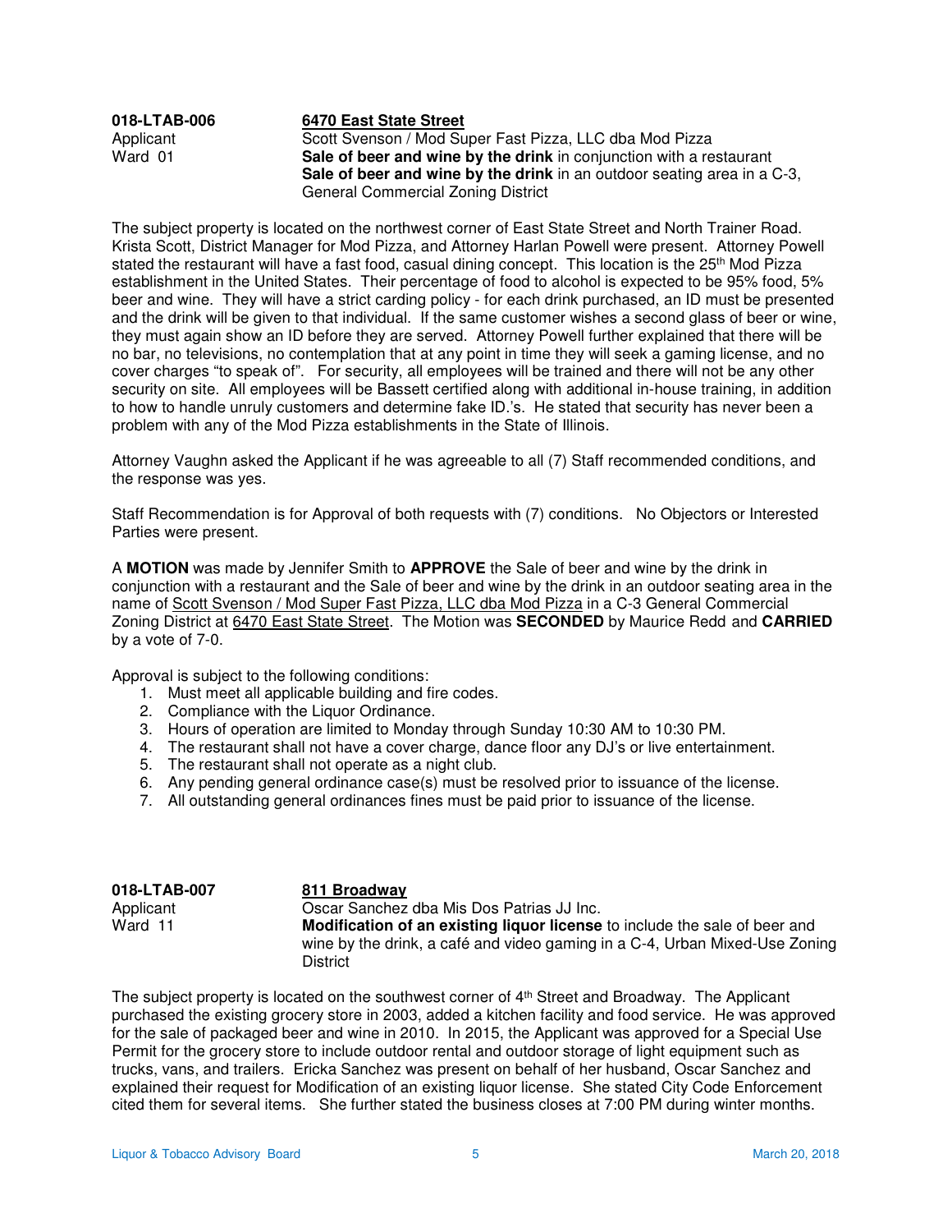**018-LTAB-006** **6470 East State Street**
Applicant Scott Svenson / Mod Super Fast Pizza, LLC dba Mod Pizza
Ward 01 **Sale of beer and wine by the drink** in conjunction with a restaurant
**Sale of beer and wine by the drink** in an outdoor seating area in a C-3, General Commercial Zoning District

The subject property is located on the northwest corner of East State Street and North Trainer Road. Krista Scott, District Manager for Mod Pizza, and Attorney Harlan Powell were present. Attorney Powell stated the restaurant will have a fast food, casual dining concept. This location is the 25th Mod Pizza establishment in the United States. Their percentage of food to alcohol is expected to be 95% food, 5% beer and wine. They will have a strict carding policy - for each drink purchased, an ID must be presented and the drink will be given to that individual. If the same customer wishes a second glass of beer or wine, they must again show an ID before they are served. Attorney Powell further explained that there will be no bar, no televisions, no contemplation that at any point in time they will seek a gaming license, and no cover charges "to speak of". For security, all employees will be trained and there will not be any other security on site. All employees will be Bassett certified along with additional in-house training, in addition to how to handle unruly customers and determine fake ID.'s. He stated that security has never been a problem with any of the Mod Pizza establishments in the State of Illinois.

Attorney Vaughn asked the Applicant if he was agreeable to all (7) Staff recommended conditions, and the response was yes.

Staff Recommendation is for Approval of both requests with (7) conditions. No Objectors or Interested Parties were present.

A **MOTION** was made by Jennifer Smith to **APPROVE** the Sale of beer and wine by the drink in conjunction with a restaurant and the Sale of beer and wine by the drink in an outdoor seating area in the name of Scott Svenson / Mod Super Fast Pizza, LLC dba Mod Pizza in a C-3 General Commercial Zoning District at 6470 East State Street. The Motion was **SECONDED** by Maurice Redd and **CARRIED** by a vote of 7-0.

Approval is subject to the following conditions:

1. Must meet all applicable building and fire codes.
2. Compliance with the Liquor Ordinance.
3. Hours of operation are limited to Monday through Sunday 10:30 AM to 10:30 PM.
4. The restaurant shall not have a cover charge, dance floor any DJ's or live entertainment.
5. The restaurant shall not operate as a night club.
6. Any pending general ordinance case(s) must be resolved prior to issuance of the license.
7. All outstanding general ordinances fines must be paid prior to issuance of the license.

**018-LTAB-007** **811 Broadway**
Applicant Oscar Sanchez dba Mis Dos Patrias JJ Inc.
Ward 11 **Modification of an existing liquor license** to include the sale of beer and wine by the drink, a café and video gaming in a C-4, Urban Mixed-Use Zoning District

The subject property is located on the southwest corner of 4th Street and Broadway. The Applicant purchased the existing grocery store in 2003, added a kitchen facility and food service. He was approved for the sale of packaged beer and wine in 2010. In 2015, the Applicant was approved for a Special Use Permit for the grocery store to include outdoor rental and outdoor storage of light equipment such as trucks, vans, and trailers. Ericka Sanchez was present on behalf of her husband, Oscar Sanchez and explained their request for Modification of an existing liquor license. She stated City Code Enforcement cited them for several items. She further stated the business closes at 7:00 PM during winter months.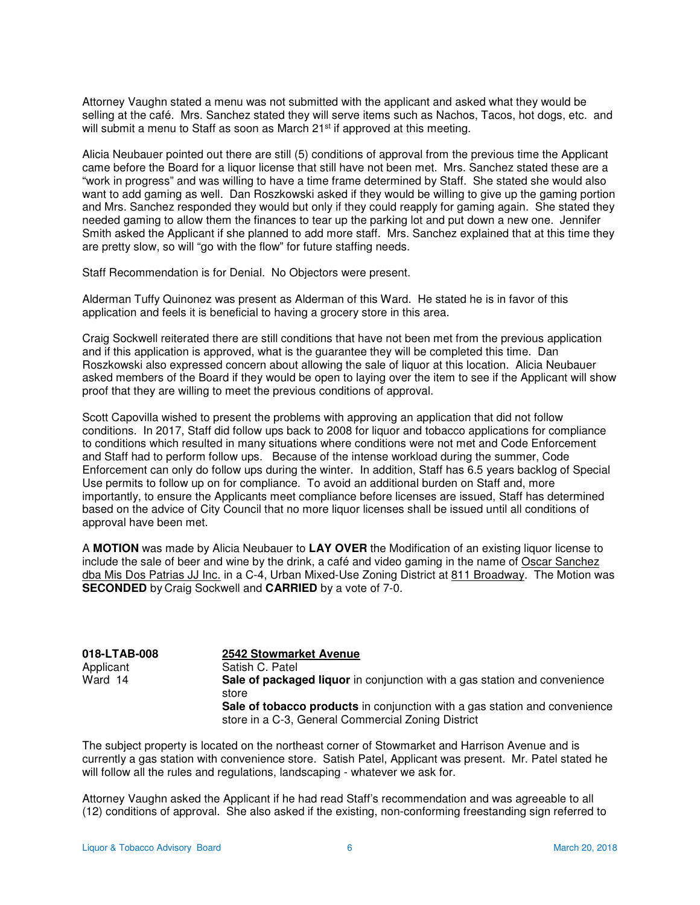Attorney Vaughn stated a menu was not submitted with the applicant and asked what they would be selling at the café. Mrs. Sanchez stated they will serve items such as Nachos, Tacos, hot dogs, etc. and will submit a menu to Staff as soon as March 21st if approved at this meeting.

Alicia Neubauer pointed out there are still (5) conditions of approval from the previous time the Applicant came before the Board for a liquor license that still have not been met. Mrs. Sanchez stated these are a "work in progress" and was willing to have a time frame determined by Staff. She stated she would also want to add gaming as well. Dan Roszkowski asked if they would be willing to give up the gaming portion and Mrs. Sanchez responded they would but only if they could reapply for gaming again. She stated they needed gaming to allow them the finances to tear up the parking lot and put down a new one. Jennifer Smith asked the Applicant if she planned to add more staff. Mrs. Sanchez explained that at this time they are pretty slow, so will "go with the flow" for future staffing needs.

Staff Recommendation is for Denial. No Objectors were present.

Alderman Tuffy Quinonez was present as Alderman of this Ward. He stated he is in favor of this application and feels it is beneficial to having a grocery store in this area.

Craig Sockwell reiterated there are still conditions that have not been met from the previous application and if this application is approved, what is the guarantee they will be completed this time. Dan Roszkowski also expressed concern about allowing the sale of liquor at this location. Alicia Neubauer asked members of the Board if they would be open to laying over the item to see if the Applicant will show proof that they are willing to meet the previous conditions of approval.

Scott Capovilla wished to present the problems with approving an application that did not follow conditions. In 2017, Staff did follow ups back to 2008 for liquor and tobacco applications for compliance to conditions which resulted in many situations where conditions were not met and Code Enforcement and Staff had to perform follow ups. Because of the intense workload during the summer, Code Enforcement can only do follow ups during the winter. In addition, Staff has 6.5 years backlog of Special Use permits to follow up on for compliance. To avoid an additional burden on Staff and, more importantly, to ensure the Applicants meet compliance before licenses are issued, Staff has determined based on the advice of City Council that no more liquor licenses shall be issued until all conditions of approval have been met.

A **MOTION** was made by Alicia Neubauer to **LAY OVER** the Modification of an existing liquor license to include the sale of beer and wine by the drink, a café and video gaming in the name of Oscar Sanchez dba Mis Dos Patrias JJ Inc. in a C-4, Urban Mixed-Use Zoning District at 811 Broadway. The Motion was **SECONDED** by Craig Sockwell and **CARRIED** by a vote of 7-0.

**018-LTAB-008** — **2542 Stowmarket Avenue**

Applicant — Satish C. Patel

Ward 14 — **Sale of packaged liquor** in conjunction with a gas station and convenience store
**Sale of tobacco products** in conjunction with a gas station and convenience store in a C-3, General Commercial Zoning District

The subject property is located on the northeast corner of Stowmarket and Harrison Avenue and is currently a gas station with convenience store. Satish Patel, Applicant was present. Mr. Patel stated he will follow all the rules and regulations, landscaping - whatever we ask for.

Attorney Vaughn asked the Applicant if he had read Staff's recommendation and was agreeable to all (12) conditions of approval. She also asked if the existing, non-conforming freestanding sign referred to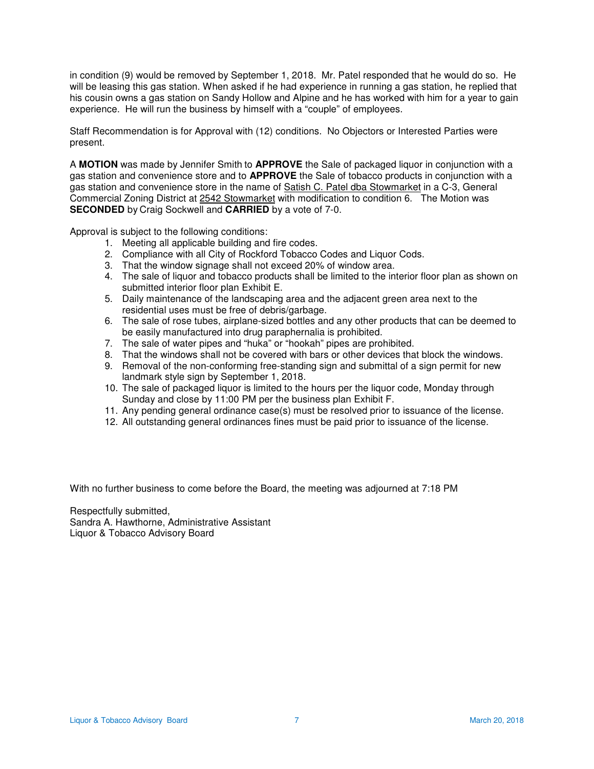in condition (9) would be removed by September 1, 2018. Mr. Patel responded that he would do so. He will be leasing this gas station. When asked if he had experience in running a gas station, he replied that his cousin owns a gas station on Sandy Hollow and Alpine and he has worked with him for a year to gain experience. He will run the business by himself with a "couple" of employees.

Staff Recommendation is for Approval with (12) conditions. No Objectors or Interested Parties were present.

A **MOTION** was made by Jennifer Smith to **APPROVE** the Sale of packaged liquor in conjunction with a gas station and convenience store and to **APPROVE** the Sale of tobacco products in conjunction with a gas station and convenience store in the name of Satish C. Patel dba Stowmarket in a C-3, General Commercial Zoning District at 2542 Stowmarket with modification to condition 6. The Motion was **SECONDED** by Craig Sockwell and **CARRIED** by a vote of 7-0.

Approval is subject to the following conditions:

1. Meeting all applicable building and fire codes.
2. Compliance with all City of Rockford Tobacco Codes and Liquor Cods.
3. That the window signage shall not exceed 20% of window area.
4. The sale of liquor and tobacco products shall be limited to the interior floor plan as shown on submitted interior floor plan Exhibit E.
5. Daily maintenance of the landscaping area and the adjacent green area next to the residential uses must be free of debris/garbage.
6. The sale of rose tubes, airplane-sized bottles and any other products that can be deemed to be easily manufactured into drug paraphernalia is prohibited.
7. The sale of water pipes and "huka" or "hookah" pipes are prohibited.
8. That the windows shall not be covered with bars or other devices that block the windows.
9. Removal of the non-conforming free-standing sign and submittal of a sign permit for new landmark style sign by September 1, 2018.
10. The sale of packaged liquor is limited to the hours per the liquor code, Monday through Sunday and close by 11:00 PM per the business plan Exhibit F.
11. Any pending general ordinance case(s) must be resolved prior to issuance of the license.
12. All outstanding general ordinances fines must be paid prior to issuance of the license.

With no further business to come before the Board, the meeting was adjourned at 7:18 PM

Respectfully submitted,
Sandra A. Hawthorne, Administrative Assistant
Liquor & Tobacco Advisory Board